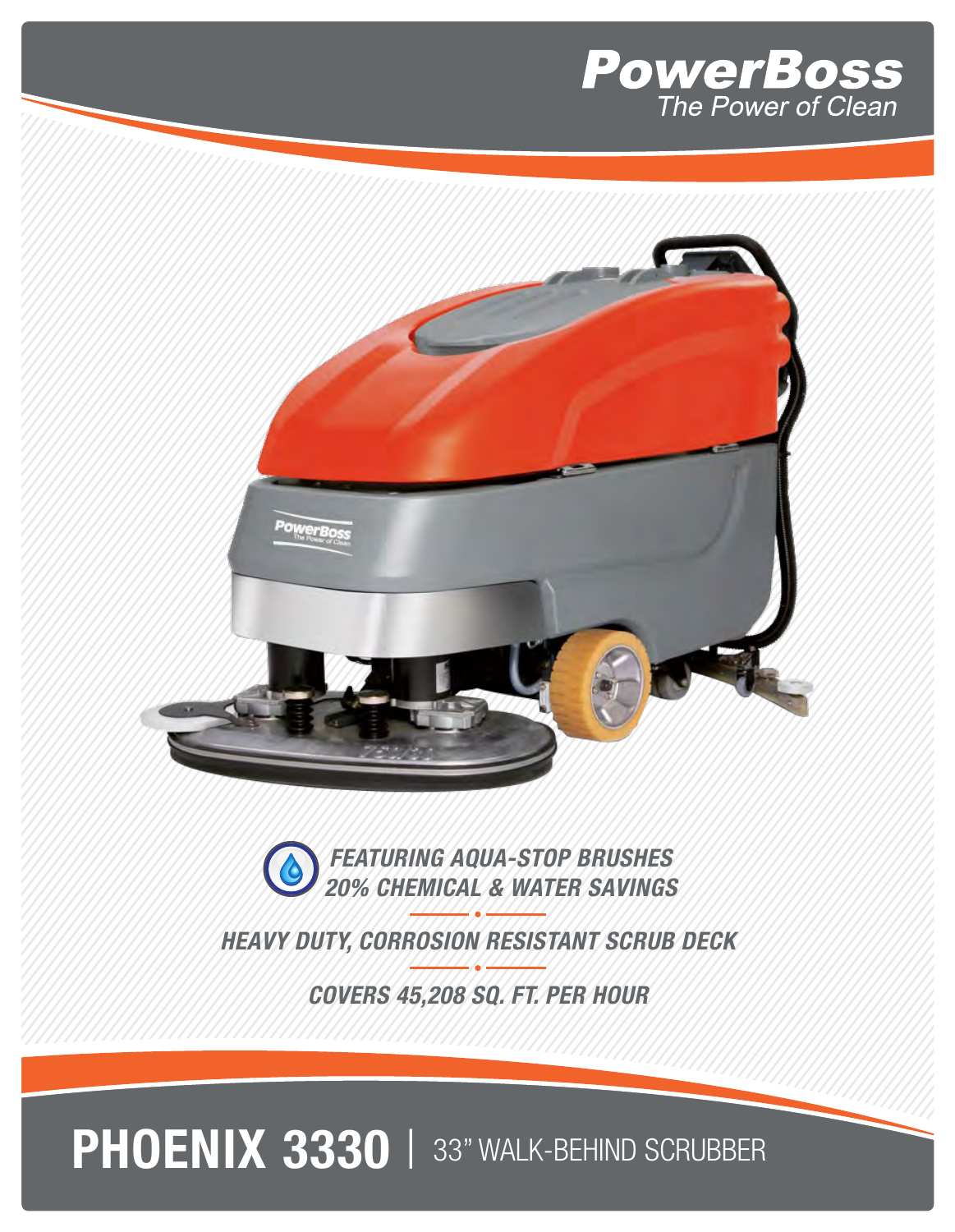**PowerBoss**
*The Power of Clean*

***FEATURING AQUA-STOP BRUSHES***
***20% CHEMICAL & WATER SAVINGS***

***HEAVY DUTY, CORROSION RESISTANT SCRUB DECK***

***COVERS 45,208 SQ. FT. PER HOUR***

# PHOENIX 3330 | 33" WALK-BEHIND SCRUBBER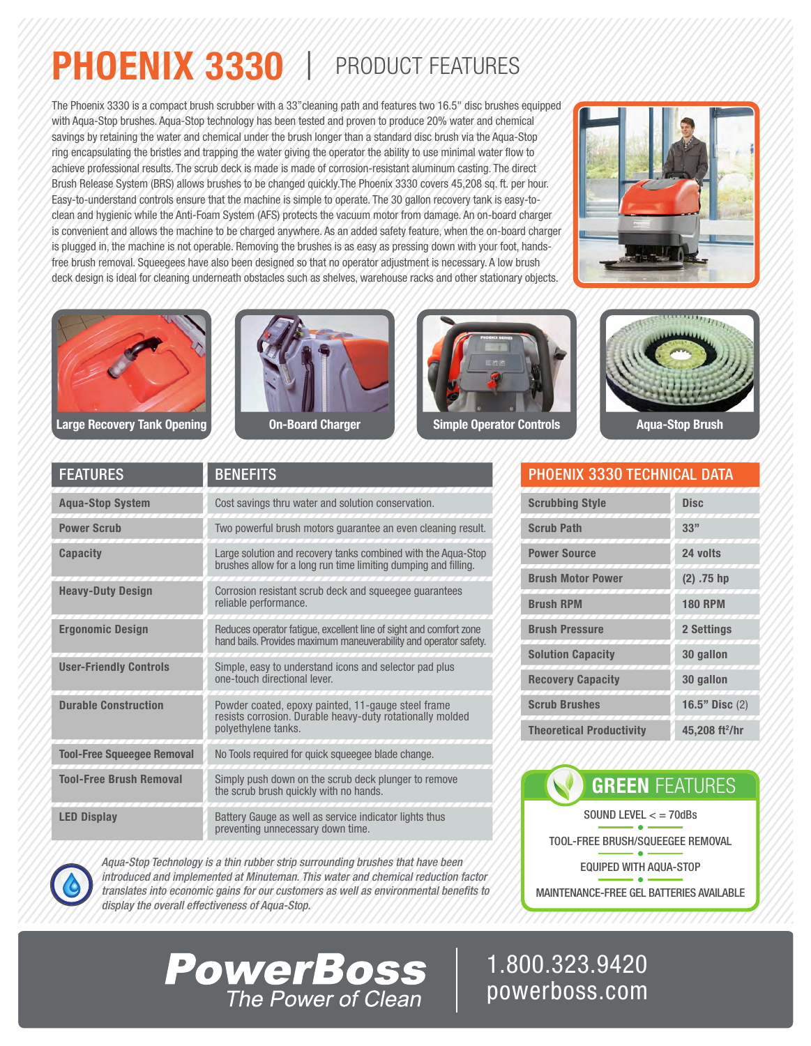# PHOENIX 3330 | PRODUCT FEATURES

The Phoenix 3330 is a compact brush scrubber with a 33"cleaning path and features two 16.5" disc brushes equipped with Aqua-Stop brushes. Aqua-Stop technology has been tested and proven to produce 20% water and chemical savings by retaining the water and chemical under the brush longer than a standard disc brush via the Aqua-Stop ring encapsulating the bristles and trapping the water giving the operator the ability to use minimal water flow to achieve professional results. The scrub deck is made is made of corrosion-resistant aluminum casting. The direct Brush Release System (BRS) allows brushes to be changed quickly.The Phoenix 3330 covers 45,208 sq. ft. per hour. Easy-to-understand controls ensure that the machine is simple to operate. The 30 gallon recovery tank is easy-to-clean and hygienic while the Anti-Foam System (AFS) protects the vacuum motor from damage. An on-board charger is convenient and allows the machine to be charged anywhere. As an added safety feature, when the on-board charger is plugged in, the machine is not operable. Removing the brushes is as easy as pressing down with your foot, hands-free brush removal. Squeegees have also been designed so that no operator adjustment is necessary. A low brush deck design is ideal for cleaning underneath obstacles such as shelves, warehouse racks and other stationary objects.

Large Recovery Tank Opening

On-Board Charger

Simple Operator Controls

Aqua-Stop Brush

| FEATURES | BENEFITS |
|---|---|
| **Aqua-Stop System** | Cost savings thru water and solution conservation. |
| **Power Scrub** | Two powerful brush motors guarantee an even cleaning result. |
| **Capacity** | Large solution and recovery tanks combined with the Aqua-Stop brushes allow for a long run time limiting dumping and filling. |
| **Heavy-Duty Design** | Corrosion resistant scrub deck and squeegee guarantees reliable performance. |
| **Ergonomic Design** | Reduces operator fatigue, excellent line of sight and comfort zone hand bails. Provides maximum maneuverability and operator safety. |
| **User-Friendly Controls** | Simple, easy to understand icons and selector pad plus one-touch directional lever. |
| **Durable Construction** | Powder coated, epoxy painted, 11-gauge steel frame resists corrosion. Durable heavy-duty rotationally molded polyethylene tanks. |
| **Tool-Free Squeegee Removal** | No Tools required for quick squeegee blade change. |
| **Tool-Free Brush Removal** | Simply push down on the scrub deck plunger to remove the scrub brush quickly with no hands. |
| **LED Display** | Battery Gauge as well as service indicator lights thus preventing unnecessary down time. |

*Aqua-Stop Technology is a thin rubber strip surrounding brushes that have been introduced and implemented at Minuteman. This water and chemical reduction factor translates into economic gains for our customers as well as environmental benefits to display the overall effectiveness of Aqua-Stop.*

## PHOENIX 3330 TECHNICAL DATA

| | |
|---|---|
| **Scrubbing Style** | **Disc** |
| **Scrub Path** | **33"** |
| **Power Source** | **24 volts** |
| **Brush Motor Power** | **(2) .75 hp** |
| **Brush RPM** | **180 RPM** |
| **Brush Pressure** | **2 Settings** |
| **Solution Capacity** | **30 gallon** |
| **Recovery Capacity** | **30 gallon** |
| **Scrub Brushes** | **16.5" Disc** (2) |
| **Theoretical Productivity** | **45,208 ft²/hr** |

## GREEN FEATURES

SOUND LEVEL < = 70dBs

TOOL-FREE BRUSH/SQUEEGEE REMOVAL

EQUIPED WITH AQUA-STOP

MAINTENANCE-FREE GEL BATTERIES AVAILABLE

**PowerBoss**
*The Power of Clean*

1.800.323.9420
powerboss.com